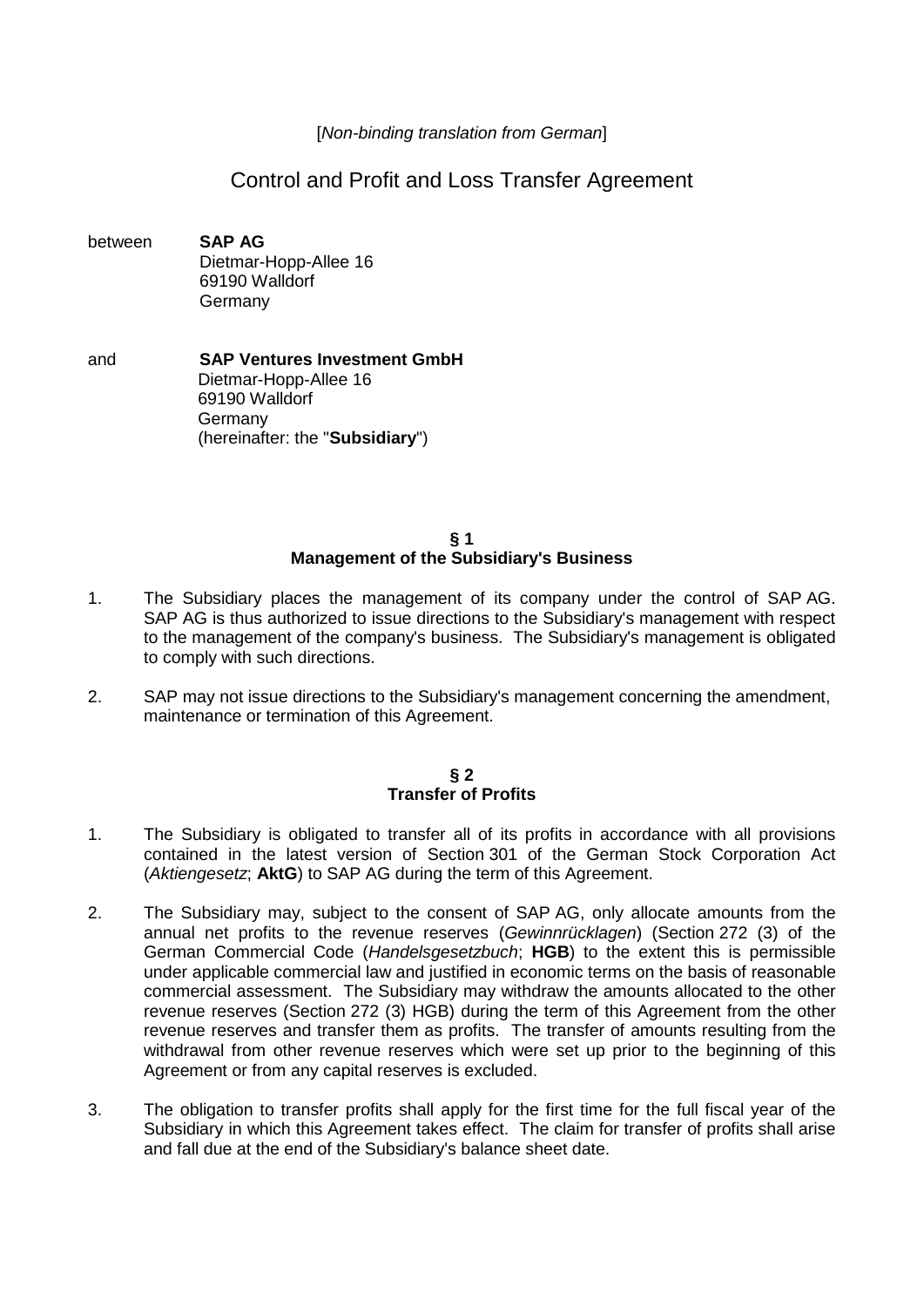[*Non-binding translation from German*]

# Control and Profit and Loss Transfer Agreement

between **SAP AG**
Dietmar-Hopp-Allee 16
69190 Walldorf
Germany

and **SAP Ventures Investment GmbH**
Dietmar-Hopp-Allee 16
69190 Walldorf
Germany
(hereinafter: the "**Subsidiary**")

## § 1
## Management of the Subsidiary's Business

1. The Subsidiary places the management of its company under the control of SAP AG. SAP AG is thus authorized to issue directions to the Subsidiary's management with respect to the management of the company's business. The Subsidiary's management is obligated to comply with such directions.

2. SAP may not issue directions to the Subsidiary's management concerning the amendment, maintenance or termination of this Agreement.

## § 2
## Transfer of Profits

1. The Subsidiary is obligated to transfer all of its profits in accordance with all provisions contained in the latest version of Section 301 of the German Stock Corporation Act (*Aktiengesetz*; **AktG**) to SAP AG during the term of this Agreement.

2. The Subsidiary may, subject to the consent of SAP AG, only allocate amounts from the annual net profits to the revenue reserves (*Gewinnrücklagen*) (Section 272 (3) of the German Commercial Code (*Handelsgesetzbuch*; **HGB**) to the extent this is permissible under applicable commercial law and justified in economic terms on the basis of reasonable commercial assessment. The Subsidiary may withdraw the amounts allocated to the other revenue reserves (Section 272 (3) HGB) during the term of this Agreement from the other revenue reserves and transfer them as profits. The transfer of amounts resulting from the withdrawal from other revenue reserves which were set up prior to the beginning of this Agreement or from any capital reserves is excluded.

3. The obligation to transfer profits shall apply for the first time for the full fiscal year of the Subsidiary in which this Agreement takes effect. The claim for transfer of profits shall arise and fall due at the end of the Subsidiary's balance sheet date.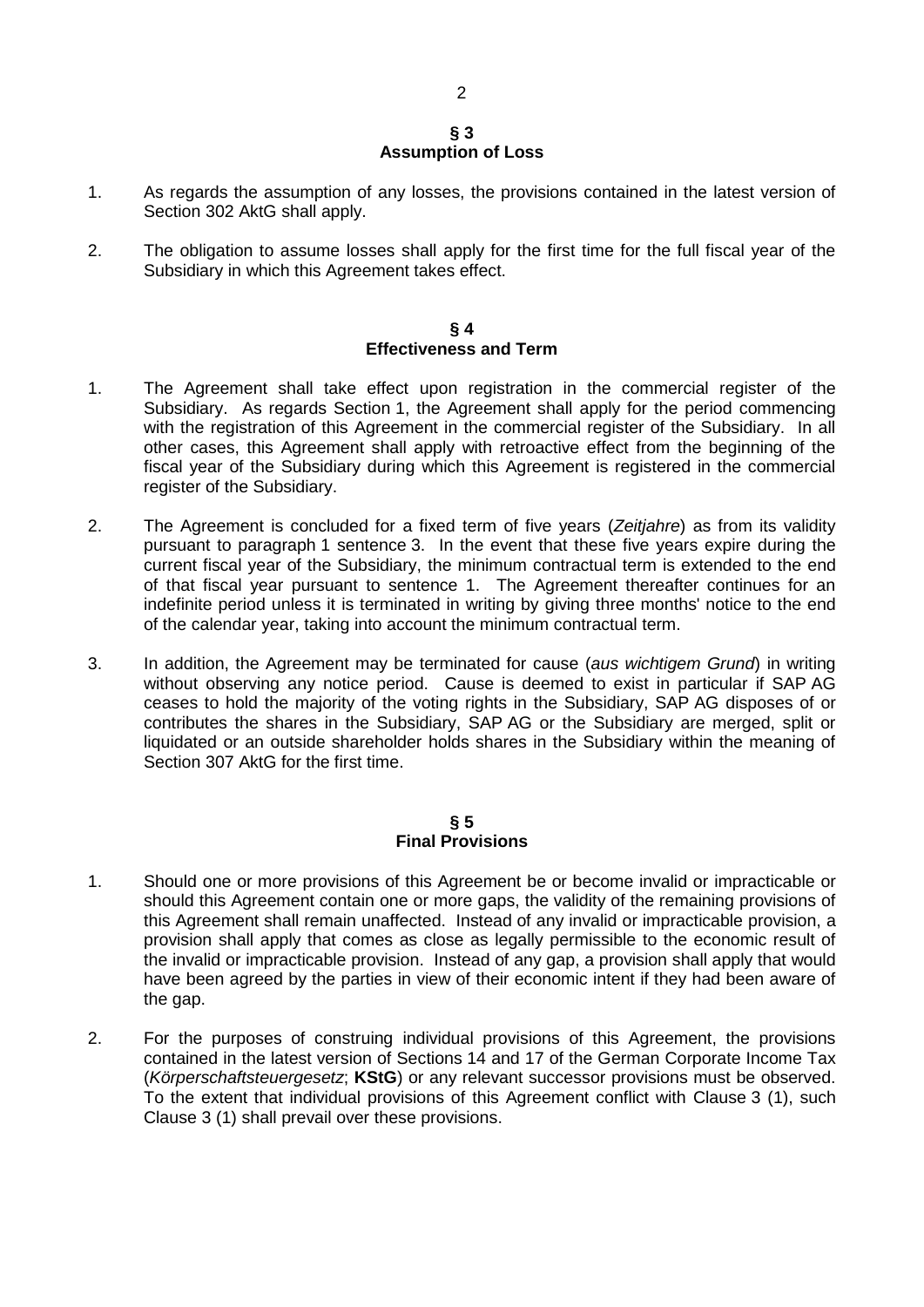## § 3
## Assumption of Loss

1. As regards the assumption of any losses, the provisions contained in the latest version of Section 302 AktG shall apply.

2. The obligation to assume losses shall apply for the first time for the full fiscal year of the Subsidiary in which this Agreement takes effect.

## § 4
## Effectiveness and Term

1. The Agreement shall take effect upon registration in the commercial register of the Subsidiary. As regards Section 1, the Agreement shall apply for the period commencing with the registration of this Agreement in the commercial register of the Subsidiary. In all other cases, this Agreement shall apply with retroactive effect from the beginning of the fiscal year of the Subsidiary during which this Agreement is registered in the commercial register of the Subsidiary.

2. The Agreement is concluded for a fixed term of five years (*Zeitjahre*) as from its validity pursuant to paragraph 1 sentence 3. In the event that these five years expire during the current fiscal year of the Subsidiary, the minimum contractual term is extended to the end of that fiscal year pursuant to sentence 1. The Agreement thereafter continues for an indefinite period unless it is terminated in writing by giving three months' notice to the end of the calendar year, taking into account the minimum contractual term.

3. In addition, the Agreement may be terminated for cause (*aus wichtigem Grund*) in writing without observing any notice period. Cause is deemed to exist in particular if SAP AG ceases to hold the majority of the voting rights in the Subsidiary, SAP AG disposes of or contributes the shares in the Subsidiary, SAP AG or the Subsidiary are merged, split or liquidated or an outside shareholder holds shares in the Subsidiary within the meaning of Section 307 AktG for the first time.

## § 5
## Final Provisions

1. Should one or more provisions of this Agreement be or become invalid or impracticable or should this Agreement contain one or more gaps, the validity of the remaining provisions of this Agreement shall remain unaffected. Instead of any invalid or impracticable provision, a provision shall apply that comes as close as legally permissible to the economic result of the invalid or impracticable provision. Instead of any gap, a provision shall apply that would have been agreed by the parties in view of their economic intent if they had been aware of the gap.

2. For the purposes of construing individual provisions of this Agreement, the provisions contained in the latest version of Sections 14 and 17 of the German Corporate Income Tax (*Körperschaftsteuergesetz*; **KStG**) or any relevant successor provisions must be observed. To the extent that individual provisions of this Agreement conflict with Clause 3 (1), such Clause 3 (1) shall prevail over these provisions.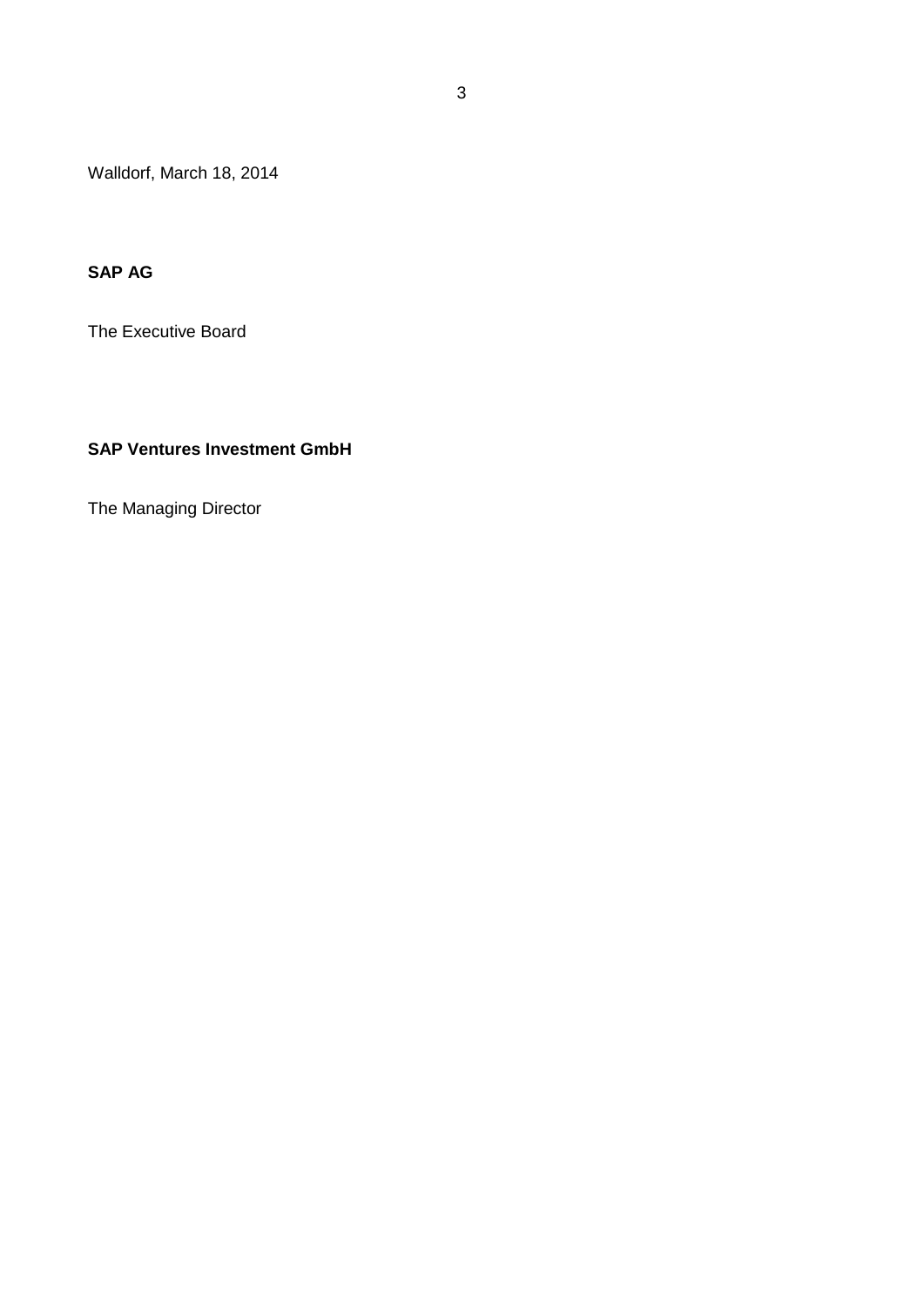Walldorf, March 18, 2014

**SAP AG**

The Executive Board

**SAP Ventures Investment GmbH**

The Managing Director